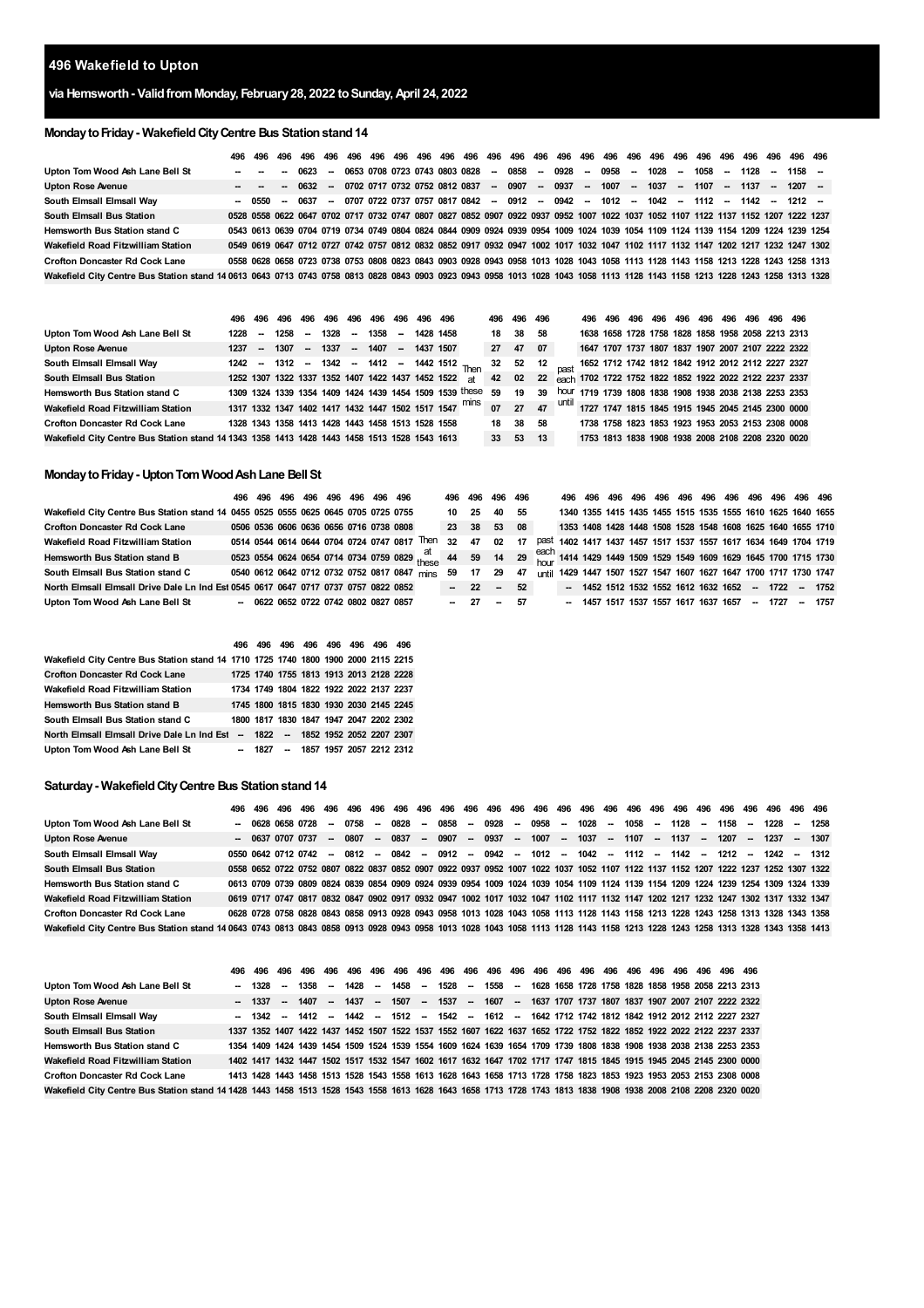# 496 Wakefield to Upton

## via Hemsworth - Valid from Monday, February 28, 2022 to Sunday, April 24, 2022

### Monday to Friday - Wakefield City Centre Bus Station stand 14

| | 496 | 496 | 496 | 496 | 496 | 496 | 496 | 496 | 496 | 496 | 496 | 496 | 496 | 496 | 496 | 496 | 496 | 496 | 496 | 496 | 496 | 496 | 496 | 496 | 496 | 496 |
|---|---|---|---|---|---|---|---|---|---|---|---|---|---|---|---|---|---|---|---|---|---|---|---|---|---|---|
| Upton Tom Wood Ash Lane Bell St | -- | -- | -- | 0623 | -- | 0653 | 0708 | 0723 | 0743 | 0803 | 0828 | -- | 0858 | -- | 0928 | -- | 0958 | -- | 1028 | -- | 1058 | -- | 1128 | -- | 1158 | -- |
| Upton Rose Avenue | -- | -- | -- | 0632 | -- | 0702 | 0717 | 0732 | 0752 | 0812 | 0837 | -- | 0907 | -- | 0937 | -- | 1007 | -- | 1037 | -- | 1107 | -- | 1137 | -- | 1207 | -- |
| South Elmsall Elmsall Way | -- | 0550 | -- | 0637 | -- | 0707 | 0722 | 0737 | 0757 | 0817 | 0842 | -- | 0912 | -- | 0942 | -- | 1012 | -- | 1042 | -- | 1112 | -- | 1142 | -- | 1212 | -- |
| South Elmsall Bus Station | 0528 | 0558 | 0622 | 0647 | 0702 | 0717 | 0732 | 0747 | 0807 | 0827 | 0852 | 0907 | 0922 | 0937 | 0952 | 1007 | 1022 | 1037 | 1052 | 1107 | 1122 | 1137 | 1152 | 1207 | 1222 | 1237 |
| Hemsworth Bus Station stand C | 0543 | 0613 | 0639 | 0704 | 0719 | 0734 | 0749 | 0804 | 0824 | 0844 | 0909 | 0924 | 0939 | 0954 | 1009 | 1024 | 1039 | 1054 | 1109 | 1124 | 1139 | 1154 | 1209 | 1224 | 1239 | 1254 |
| Wakefield Road Fitzwilliam Station | 0549 | 0619 | 0647 | 0712 | 0727 | 0742 | 0757 | 0812 | 0832 | 0852 | 0917 | 0932 | 0947 | 1002 | 1017 | 1032 | 1047 | 1102 | 1117 | 1132 | 1147 | 1202 | 1217 | 1232 | 1247 | 1302 |
| Crofton Doncaster Rd Cock Lane | 0558 | 0628 | 0658 | 0723 | 0738 | 0753 | 0808 | 0823 | 0843 | 0903 | 0928 | 0943 | 0958 | 1013 | 1028 | 1043 | 1058 | 1113 | 1128 | 1143 | 1158 | 1213 | 1228 | 1243 | 1258 | 1313 |
| Wakefield City Centre Bus Station stand 14 | 0613 | 0643 | 0713 | 0743 | 0758 | 0813 | 0828 | 0843 | 0903 | 0923 | 0943 | 0958 | 1013 | 1028 | 1043 | 1058 | 1113 | 1128 | 1143 | 1158 | 1213 | 1228 | 1243 | 1258 | 1313 | 1328 |

| | 496 | 496 | 496 | 496 | 496 | 496 | 496 | 496 | 496 | 496 | | 496 | 496 | 496 | | 496 | 496 | 496 | 496 | 496 | 496 | 496 | 496 | 496 | 496 |
|---|---|---|---|---|---|---|---|---|---|---|---|---|---|---|---|---|---|---|---|---|---|---|---|---|---|
| Upton Tom Wood Ash Lane Bell St | 1228 | -- | 1258 | -- | 1328 | -- | 1358 | -- | 1428 | 1458 | Then at these mins | 18 | 38 | 58 | past each hour until | 1638 | 1658 | 1728 | 1758 | 1828 | 1858 | 1958 | 2058 | 2213 | 2313 |
| Upton Rose Avenue | 1237 | -- | 1307 | -- | 1337 | -- | 1407 | -- | 1437 | 1507 | | 27 | 47 | 07 | | 1647 | 1707 | 1737 | 1807 | 1837 | 1907 | 2007 | 2107 | 2222 | 2322 |
| South Elmsall Elmsall Way | 1242 | -- | 1312 | -- | 1342 | -- | 1412 | -- | 1442 | 1512 | | 32 | 52 | 12 | | 1652 | 1712 | 1742 | 1812 | 1842 | 1912 | 2012 | 2112 | 2227 | 2327 |
| South Elmsall Bus Station | 1252 | 1307 | 1322 | 1337 | 1352 | 1407 | 1422 | 1437 | 1452 | 1522 | | 42 | 02 | 22 | | 1702 | 1722 | 1752 | 1822 | 1852 | 1922 | 2022 | 2122 | 2237 | 2337 |
| Hemsworth Bus Station stand C | 1309 | 1324 | 1339 | 1354 | 1409 | 1424 | 1439 | 1454 | 1509 | 1539 | | 59 | 19 | 39 | | 1719 | 1739 | 1808 | 1838 | 1908 | 1938 | 2038 | 2138 | 2253 | 2353 |
| Wakefield Road Fitzwilliam Station | 1317 | 1332 | 1347 | 1402 | 1417 | 1432 | 1447 | 1502 | 1517 | 1547 | | 07 | 27 | 47 | | 1727 | 1747 | 1815 | 1845 | 1915 | 1945 | 2045 | 2145 | 2300 | 0000 |
| Crofton Doncaster Rd Cock Lane | 1328 | 1343 | 1358 | 1413 | 1428 | 1443 | 1458 | 1513 | 1528 | 1558 | | 18 | 38 | 58 | | 1738 | 1758 | 1823 | 1853 | 1923 | 1953 | 2053 | 2153 | 2308 | 0008 |
| Wakefield City Centre Bus Station stand 14 | 1343 | 1358 | 1413 | 1428 | 1443 | 1458 | 1513 | 1528 | 1543 | 1613 | | 33 | 53 | 13 | | 1753 | 1813 | 1838 | 1908 | 1938 | 2008 | 2108 | 2208 | 2320 | 0020 |

### Monday to Friday - Upton Tom Wood Ash Lane Bell St

| | 496 | 496 | 496 | 496 | 496 | 496 | 496 | 496 | | 496 | 496 | 496 | 496 | | 496 | 496 | 496 | 496 | 496 | 496 | 496 | 496 | 496 | 496 | 496 | 496 |
|---|---|---|---|---|---|---|---|---|---|---|---|---|---|---|---|---|---|---|---|---|---|---|---|---|---|---|
| Wakefield City Centre Bus Station stand 14 | 0455 | 0525 | 0555 | 0625 | 0645 | 0705 | 0725 | 0755 | Then at these mins | 10 | 25 | 40 | 55 | past each hour until | 1340 | 1355 | 1415 | 1435 | 1455 | 1515 | 1535 | 1555 | 1610 | 1625 | 1640 | 1655 |
| Crofton Doncaster Rd Cock Lane | 0506 | 0536 | 0606 | 0636 | 0656 | 0716 | 0738 | 0808 | | 23 | 38 | 53 | 08 | | 1353 | 1408 | 1428 | 1448 | 1508 | 1528 | 1548 | 1608 | 1625 | 1640 | 1655 | 1710 |
| Wakefield Road Fitzwilliam Station | 0514 | 0544 | 0614 | 0644 | 0704 | 0724 | 0747 | 0817 | | 32 | 47 | 02 | 17 | | 1402 | 1417 | 1437 | 1457 | 1517 | 1537 | 1557 | 1617 | 1634 | 1649 | 1704 | 1719 |
| Hemsworth Bus Station stand B | 0523 | 0554 | 0624 | 0654 | 0714 | 0734 | 0759 | 0829 | | 44 | 59 | 14 | 29 | | 1414 | 1429 | 1449 | 1509 | 1529 | 1549 | 1609 | 1629 | 1645 | 1700 | 1715 | 1730 |
| South Elmsall Bus Station stand C | 0540 | 0612 | 0642 | 0712 | 0732 | 0752 | 0817 | 0847 | | 59 | 17 | 29 | 47 | | 1429 | 1447 | 1507 | 1527 | 1547 | 1607 | 1627 | 1647 | 1700 | 1717 | 1730 | 1747 |
| North Elmsall Elmsall Drive Dale Ln Ind Est | 0545 | 0617 | 0647 | 0717 | 0737 | 0757 | 0822 | 0852 | | -- | 22 | -- | 52 | | -- | 1452 | 1512 | 1532 | 1552 | 1612 | 1632 | 1652 | -- | 1722 | -- | 1752 |
| Upton Tom Wood Ash Lane Bell St | -- | 0622 | 0652 | 0722 | 0742 | 0802 | 0827 | 0857 | | -- | 27 | -- | 57 | | -- | 1457 | 1517 | 1537 | 1557 | 1617 | 1637 | 1657 | -- | 1727 | -- | 1757 |

| | 496 | 496 | 496 | 496 | 496 | 496 | 496 | 496 |
|---|---|---|---|---|---|---|---|---|
| Wakefield City Centre Bus Station stand 14 | 1710 | 1725 | 1740 | 1800 | 1900 | 2000 | 2115 | 2215 |
| Crofton Doncaster Rd Cock Lane | 1725 | 1740 | 1755 | 1813 | 1913 | 2013 | 2128 | 2228 |
| Wakefield Road Fitzwilliam Station | 1734 | 1749 | 1804 | 1822 | 1922 | 2022 | 2137 | 2237 |
| Hemsworth Bus Station stand B | 1745 | 1800 | 1815 | 1830 | 1930 | 2030 | 2145 | 2245 |
| South Elmsall Bus Station stand C | 1800 | 1817 | 1830 | 1847 | 1947 | 2047 | 2202 | 2302 |
| North Elmsall Elmsall Drive Dale Ln Ind Est | -- | 1822 | -- | 1852 | 1952 | 2052 | 2207 | 2307 |
| Upton Tom Wood Ash Lane Bell St | -- | 1827 | -- | 1857 | 1957 | 2057 | 2212 | 2312 |

### Saturday - Wakefield City Centre Bus Station stand 14

| | 496 | 496 | 496 | 496 | 496 | 496 | 496 | 496 | 496 | 496 | 496 | 496 | 496 | 496 | 496 | 496 | 496 | 496 | 496 | 496 | 496 | 496 | 496 | 496 | 496 | 496 |
|---|---|---|---|---|---|---|---|---|---|---|---|---|---|---|---|---|---|---|---|---|---|---|---|---|---|---|
| Upton Tom Wood Ash Lane Bell St | -- | 0628 | 0658 | 0728 | -- | 0758 | -- | 0828 | -- | 0858 | -- | 0928 | -- | 0958 | -- | 1028 | -- | 1058 | -- | 1128 | -- | 1158 | -- | 1228 | -- | 1258 |
| Upton Rose Avenue | -- | 0637 | 0707 | 0737 | -- | 0807 | -- | 0837 | -- | 0907 | -- | 0937 | -- | 1007 | -- | 1037 | -- | 1107 | -- | 1137 | -- | 1207 | -- | 1237 | -- | 1307 |
| South Elmsall Elmsall Way | 0550 | 0642 | 0712 | 0742 | -- | 0812 | -- | 0842 | -- | 0912 | -- | 0942 | -- | 1012 | -- | 1042 | -- | 1112 | -- | 1142 | -- | 1212 | -- | 1242 | -- | 1312 |
| South Elmsall Bus Station | 0558 | 0652 | 0722 | 0752 | 0807 | 0822 | 0837 | 0852 | 0907 | 0922 | 0937 | 0952 | 1007 | 1022 | 1037 | 1052 | 1107 | 1122 | 1137 | 1152 | 1207 | 1222 | 1237 | 1252 | 1307 | 1322 |
| Hemsworth Bus Station stand C | 0613 | 0709 | 0739 | 0809 | 0824 | 0839 | 0854 | 0909 | 0924 | 0939 | 0954 | 1009 | 1024 | 1039 | 1054 | 1109 | 1124 | 1139 | 1154 | 1209 | 1224 | 1239 | 1254 | 1309 | 1324 | 1339 |
| Wakefield Road Fitzwilliam Station | 0619 | 0717 | 0747 | 0817 | 0832 | 0847 | 0902 | 0917 | 0932 | 0947 | 1002 | 1017 | 1032 | 1047 | 1102 | 1117 | 1132 | 1147 | 1202 | 1217 | 1232 | 1247 | 1302 | 1317 | 1332 | 1347 |
| Crofton Doncaster Rd Cock Lane | 0628 | 0728 | 0758 | 0828 | 0843 | 0858 | 0913 | 0928 | 0943 | 0958 | 1013 | 1028 | 1043 | 1058 | 1113 | 1128 | 1143 | 1158 | 1213 | 1228 | 1243 | 1258 | 1313 | 1328 | 1343 | 1358 |
| Wakefield City Centre Bus Station stand 14 | 0643 | 0743 | 0813 | 0843 | 0858 | 0913 | 0928 | 0943 | 0958 | 1013 | 1028 | 1043 | 1058 | 1113 | 1128 | 1143 | 1158 | 1213 | 1228 | 1243 | 1258 | 1313 | 1328 | 1343 | 1358 | 1413 |

| | 496 | 496 | 496 | 496 | 496 | 496 | 496 | 496 | 496 | 496 | 496 | 496 | 496 | 496 | 496 | 496 | 496 | 496 | 496 | 496 | 496 | 496 | 496 |
|---|---|---|---|---|---|---|---|---|---|---|---|---|---|---|---|---|---|---|---|---|---|---|---|
| Upton Tom Wood Ash Lane Bell St | -- | 1328 | -- | 1358 | -- | 1428 | -- | 1458 | -- | 1528 | -- | 1558 | -- | 1628 | 1658 | 1728 | 1758 | 1828 | 1858 | 1958 | 2058 | 2213 | 2313 |
| Upton Rose Avenue | -- | 1337 | -- | 1407 | -- | 1437 | -- | 1507 | -- | 1537 | -- | 1607 | -- | 1637 | 1707 | 1737 | 1807 | 1837 | 1907 | 2007 | 2107 | 2222 | 2322 |
| South Elmsall Elmsall Way | -- | 1342 | -- | 1412 | -- | 1442 | -- | 1512 | -- | 1542 | -- | 1612 | -- | 1642 | 1712 | 1742 | 1812 | 1842 | 1912 | 2012 | 2112 | 2227 | 2327 |
| South Elmsall Bus Station | 1337 | 1352 | 1407 | 1422 | 1437 | 1452 | 1507 | 1522 | 1537 | 1552 | 1607 | 1622 | 1637 | 1652 | 1722 | 1752 | 1822 | 1852 | 1922 | 2022 | 2122 | 2237 | 2337 |
| Hemsworth Bus Station stand C | 1354 | 1409 | 1424 | 1439 | 1454 | 1509 | 1524 | 1539 | 1554 | 1609 | 1624 | 1639 | 1654 | 1709 | 1739 | 1808 | 1838 | 1908 | 1938 | 2038 | 2138 | 2253 | 2353 |
| Wakefield Road Fitzwilliam Station | 1402 | 1417 | 1432 | 1447 | 1502 | 1517 | 1532 | 1547 | 1602 | 1617 | 1632 | 1647 | 1702 | 1717 | 1747 | 1815 | 1845 | 1915 | 1945 | 2045 | 2145 | 2300 | 0000 |
| Crofton Doncaster Rd Cock Lane | 1413 | 1428 | 1443 | 1458 | 1513 | 1528 | 1543 | 1558 | 1613 | 1628 | 1643 | 1658 | 1713 | 1728 | 1758 | 1823 | 1853 | 1923 | 1953 | 2053 | 2153 | 2308 | 0008 |
| Wakefield City Centre Bus Station stand 14 | 1428 | 1443 | 1458 | 1513 | 1528 | 1543 | 1558 | 1613 | 1628 | 1643 | 1658 | 1713 | 1728 | 1743 | 1813 | 1838 | 1908 | 1938 | 2008 | 2108 | 2208 | 2320 | 0020 |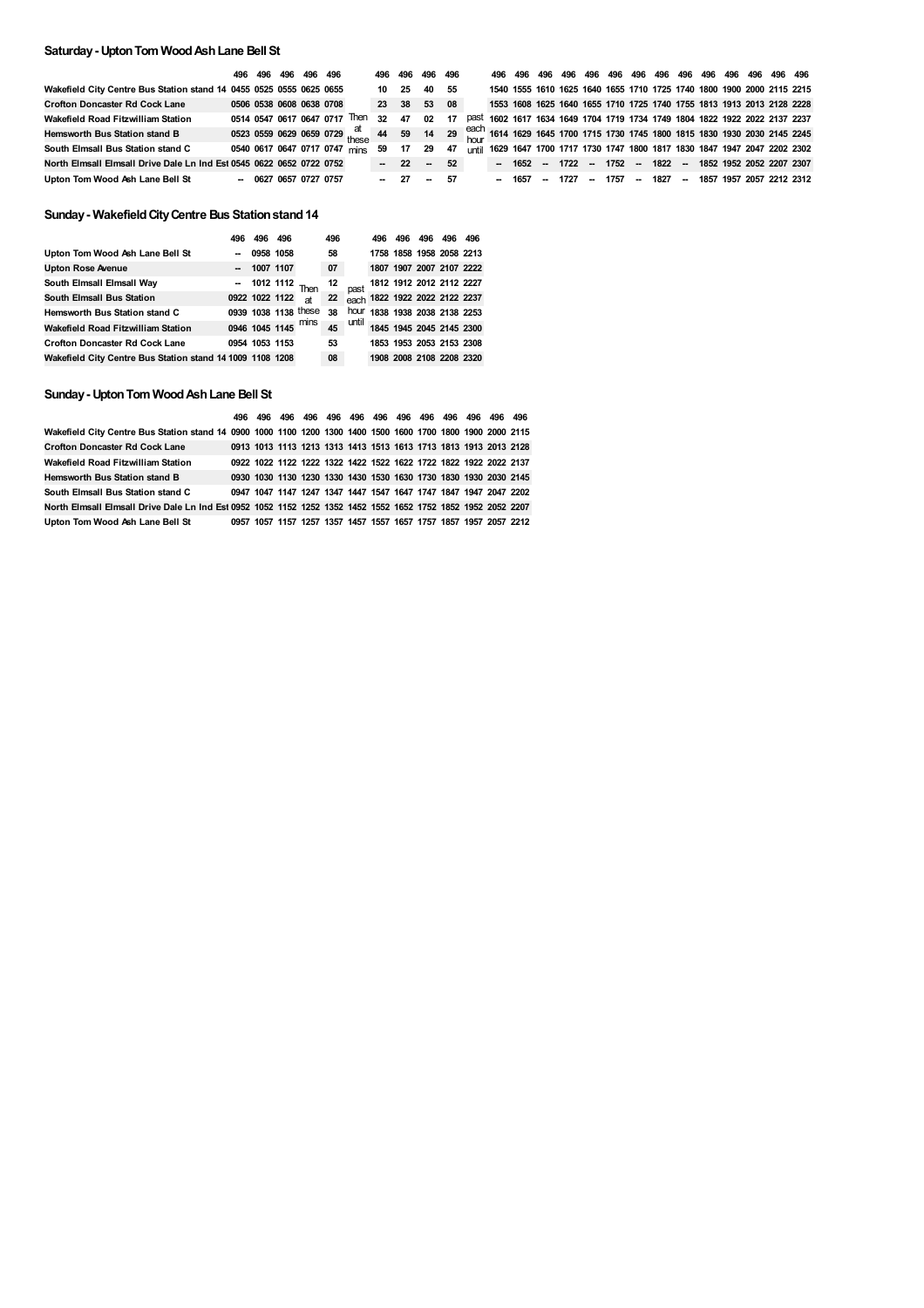## Saturday - Upton Tom Wood Ash Lane Bell St

| | 496 | 496 | 496 | 496 | 496 | | 496 | 496 | 496 | 496 | | 496 | 496 | 496 | 496 | 496 | 496 | 496 | 496 | 496 | 496 | 496 | 496 | 496 | 496 |
|---|---|---|---|---|---|---|---|---|---|---|---|---|---|---|---|---|---|---|---|---|---|---|---|---|---|
| Wakefield City Centre Bus Station stand 14 | 0455 | 0525 | 0555 | 0625 | 0655 | Then at these mins | 10 | 25 | 40 | 55 | past each hour until | 1540 | 1555 | 1610 | 1625 | 1640 | 1655 | 1710 | 1725 | 1740 | 1800 | 1900 | 2000 | 2115 | 2215 |
| Crofton Doncaster Rd Cock Lane | 0506 | 0538 | 0608 | 0638 | 0708 | | 23 | 38 | 53 | 08 | | 1553 | 1608 | 1625 | 1640 | 1655 | 1710 | 1725 | 1740 | 1755 | 1813 | 1913 | 2013 | 2128 | 2228 |
| Wakefield Road Fitzwilliam Station | 0514 | 0547 | 0617 | 0647 | 0717 | | 32 | 47 | 02 | 17 | | 1602 | 1617 | 1634 | 1649 | 1704 | 1719 | 1734 | 1749 | 1804 | 1822 | 1922 | 2022 | 2137 | 2237 |
| Hemsworth Bus Station stand B | 0523 | 0559 | 0629 | 0659 | 0729 | | 44 | 59 | 14 | 29 | | 1614 | 1629 | 1645 | 1700 | 1715 | 1730 | 1745 | 1800 | 1815 | 1830 | 1930 | 2030 | 2145 | 2245 |
| South Elmsall Bus Station stand C | 0540 | 0617 | 0647 | 0717 | 0747 | | 59 | 17 | 29 | 47 | | 1629 | 1647 | 1700 | 1717 | 1730 | 1747 | 1800 | 1817 | 1830 | 1847 | 1947 | 2047 | 2202 | 2302 |
| North Elmsall Elmsall Drive Dale Ln Ind Est | 0545 | 0622 | 0652 | 0722 | 0752 | | -- | 22 | -- | 52 | | -- | 1652 | -- | 1722 | -- | 1752 | -- | 1822 | -- | 1852 | 1952 | 2052 | 2207 | 2307 |
| Upton Tom Wood Ash Lane Bell St | -- | 0627 | 0657 | 0727 | 0757 | | -- | 27 | -- | 57 | | -- | 1657 | -- | 1727 | -- | 1757 | -- | 1827 | -- | 1857 | 1957 | 2057 | 2212 | 2312 |

## Sunday - Wakefield City Centre Bus Station stand 14

| | 496 | 496 | 496 | | 496 | | 496 | 496 | 496 | 496 | 496 |
|---|---|---|---|---|---|---|---|---|---|---|---|
| Upton Tom Wood Ash Lane Bell St | -- | 0958 | 1058 | Then at these mins | 58 | past each hour until | 1758 | 1858 | 1958 | 2058 | 2213 |
| Upton Rose Avenue | -- | 1007 | 1107 | | 07 | | 1807 | 1907 | 2007 | 2107 | 2222 |
| South Elmsall Elmsall Way | -- | 1012 | 1112 | | 12 | | 1812 | 1912 | 2012 | 2112 | 2227 |
| South Elmsall Bus Station | 0922 | 1022 | 1122 | | 22 | | 1822 | 1922 | 2022 | 2122 | 2237 |
| Hemsworth Bus Station stand C | 0939 | 1038 | 1138 | | 38 | | 1838 | 1938 | 2038 | 2138 | 2253 |
| Wakefield Road Fitzwilliam Station | 0946 | 1045 | 1145 | | 45 | | 1845 | 1945 | 2045 | 2145 | 2300 |
| Crofton Doncaster Rd Cock Lane | 0954 | 1053 | 1153 | | 53 | | 1853 | 1953 | 2053 | 2153 | 2308 |
| Wakefield City Centre Bus Station stand 14 | 1009 | 1108 | 1208 | | 08 | | 1908 | 2008 | 2108 | 2208 | 2320 |

## Sunday - Upton Tom Wood Ash Lane Bell St

| | 496 | 496 | 496 | 496 | 496 | 496 | 496 | 496 | 496 | 496 | 496 | 496 | 496 |
|---|---|---|---|---|---|---|---|---|---|---|---|---|---|
| Wakefield City Centre Bus Station stand 14 | 0900 | 1000 | 1100 | 1200 | 1300 | 1400 | 1500 | 1600 | 1700 | 1800 | 1900 | 2000 | 2115 |
| Crofton Doncaster Rd Cock Lane | 0913 | 1013 | 1113 | 1213 | 1313 | 1413 | 1513 | 1613 | 1713 | 1813 | 1913 | 2013 | 2128 |
| Wakefield Road Fitzwilliam Station | 0922 | 1022 | 1122 | 1222 | 1322 | 1422 | 1522 | 1622 | 1722 | 1822 | 1922 | 2022 | 2137 |
| Hemsworth Bus Station stand B | 0930 | 1030 | 1130 | 1230 | 1330 | 1430 | 1530 | 1630 | 1730 | 1830 | 1930 | 2030 | 2145 |
| South Elmsall Bus Station stand C | 0947 | 1047 | 1147 | 1247 | 1347 | 1447 | 1547 | 1647 | 1747 | 1847 | 1947 | 2047 | 2202 |
| North Elmsall Elmsall Drive Dale Ln Ind Est | 0952 | 1052 | 1152 | 1252 | 1352 | 1452 | 1552 | 1652 | 1752 | 1852 | 1952 | 2052 | 2207 |
| Upton Tom Wood Ash Lane Bell St | 0957 | 1057 | 1157 | 1257 | 1357 | 1457 | 1557 | 1657 | 1757 | 1857 | 1957 | 2057 | 2212 |